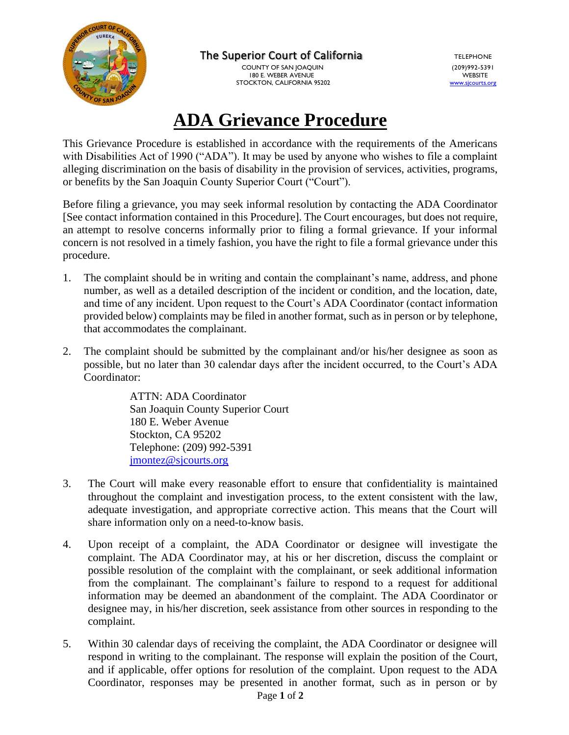The Superior Court of California

COUNTY OF SAN JOAQUIN
180 E. WEBER AVENUE
STOCKTON, CALIFORNIA 95202

TELEPHONE
(209)992-5391
WEBSITE
www.sjcourts.org

# ADA Grievance Procedure

This Grievance Procedure is established in accordance with the requirements of the Americans with Disabilities Act of 1990 ("ADA"). It may be used by anyone who wishes to file a complaint alleging discrimination on the basis of disability in the provision of services, activities, programs, or benefits by the San Joaquin County Superior Court ("Court").

Before filing a grievance, you may seek informal resolution by contacting the ADA Coordinator [See contact information contained in this Procedure]. The Court encourages, but does not require, an attempt to resolve concerns informally prior to filing a formal grievance. If your informal concern is not resolved in a timely fashion, you have the right to file a formal grievance under this procedure.

1. The complaint should be in writing and contain the complainant's name, address, and phone number, as well as a detailed description of the incident or condition, and the location, date, and time of any incident. Upon request to the Court's ADA Coordinator (contact information provided below) complaints may be filed in another format, such as in person or by telephone, that accommodates the complainant.

2. The complaint should be submitted by the complainant and/or his/her designee as soon as possible, but no later than 30 calendar days after the incident occurred, to the Court's ADA Coordinator:

   ATTN: ADA Coordinator
   San Joaquin County Superior Court
   180 E. Weber Avenue
   Stockton, CA 95202
   Telephone: (209) 992-5391
   jmontez@sjcourts.org

3. The Court will make every reasonable effort to ensure that confidentiality is maintained throughout the complaint and investigation process, to the extent consistent with the law, adequate investigation, and appropriate corrective action. This means that the Court will share information only on a need-to-know basis.

4. Upon receipt of a complaint, the ADA Coordinator or designee will investigate the complaint. The ADA Coordinator may, at his or her discretion, discuss the complaint or possible resolution of the complaint with the complainant, or seek additional information from the complainant. The complainant's failure to respond to a request for additional information may be deemed an abandonment of the complaint. The ADA Coordinator or designee may, in his/her discretion, seek assistance from other sources in responding to the complaint.

5. Within 30 calendar days of receiving the complaint, the ADA Coordinator or designee will respond in writing to the complainant. The response will explain the position of the Court, and if applicable, offer options for resolution of the complaint. Upon request to the ADA Coordinator, responses may be presented in another format, such as in person or by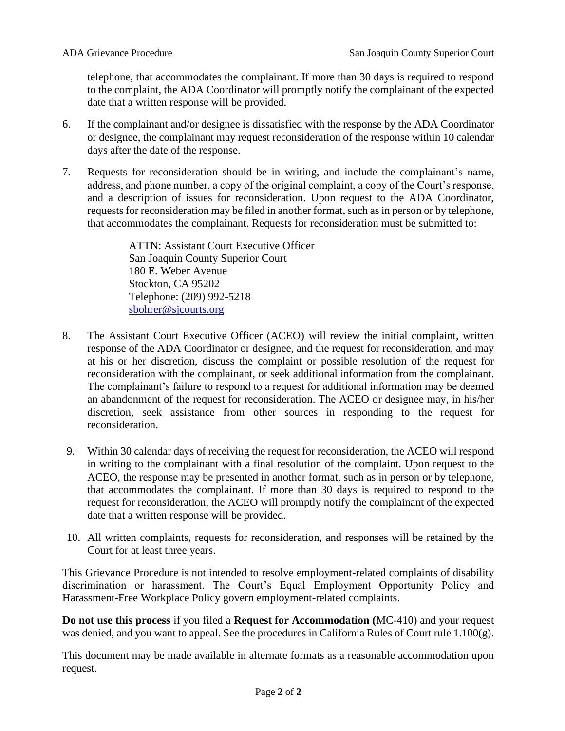telephone, that accommodates the complainant. If more than 30 days is required to respond to the complaint, the ADA Coordinator will promptly notify the complainant of the expected date that a written response will be provided.

6. If the complainant and/or designee is dissatisfied with the response by the ADA Coordinator or designee, the complainant may request reconsideration of the response within 10 calendar days after the date of the response.

7. Requests for reconsideration should be in writing, and include the complainant's name, address, and phone number, a copy of the original complaint, a copy of the Court's response, and a description of issues for reconsideration. Upon request to the ADA Coordinator, requests for reconsideration may be filed in another format, such as in person or by telephone, that accommodates the complainant. Requests for reconsideration must be submitted to:

   ATTN: Assistant Court Executive Officer
   San Joaquin County Superior Court
   180 E. Weber Avenue
   Stockton, CA 95202
   Telephone: (209) 992-5218
   sbohrer@sjcourts.org

8. The Assistant Court Executive Officer (ACEO) will review the initial complaint, written response of the ADA Coordinator or designee, and the request for reconsideration, and may at his or her discretion, discuss the complaint or possible resolution of the request for reconsideration with the complainant, or seek additional information from the complainant. The complainant's failure to respond to a request for additional information may be deemed an abandonment of the request for reconsideration. The ACEO or designee may, in his/her discretion, seek assistance from other sources in responding to the request for reconsideration.

9. Within 30 calendar days of receiving the request for reconsideration, the ACEO will respond in writing to the complainant with a final resolution of the complaint. Upon request to the ACEO, the response may be presented in another format, such as in person or by telephone, that accommodates the complainant. If more than 30 days is required to respond to the request for reconsideration, the ACEO will promptly notify the complainant of the expected date that a written response will be provided.

10. All written complaints, requests for reconsideration, and responses will be retained by the Court for at least three years.

This Grievance Procedure is not intended to resolve employment-related complaints of disability discrimination or harassment. The Court's Equal Employment Opportunity Policy and Harassment-Free Workplace Policy govern employment-related complaints.

**Do not use this process** if you filed a **Request for Accommodation (**MC-410) and your request was denied, and you want to appeal. See the procedures in California Rules of Court rule 1.100(g).

This document may be made available in alternate formats as a reasonable accommodation upon request.